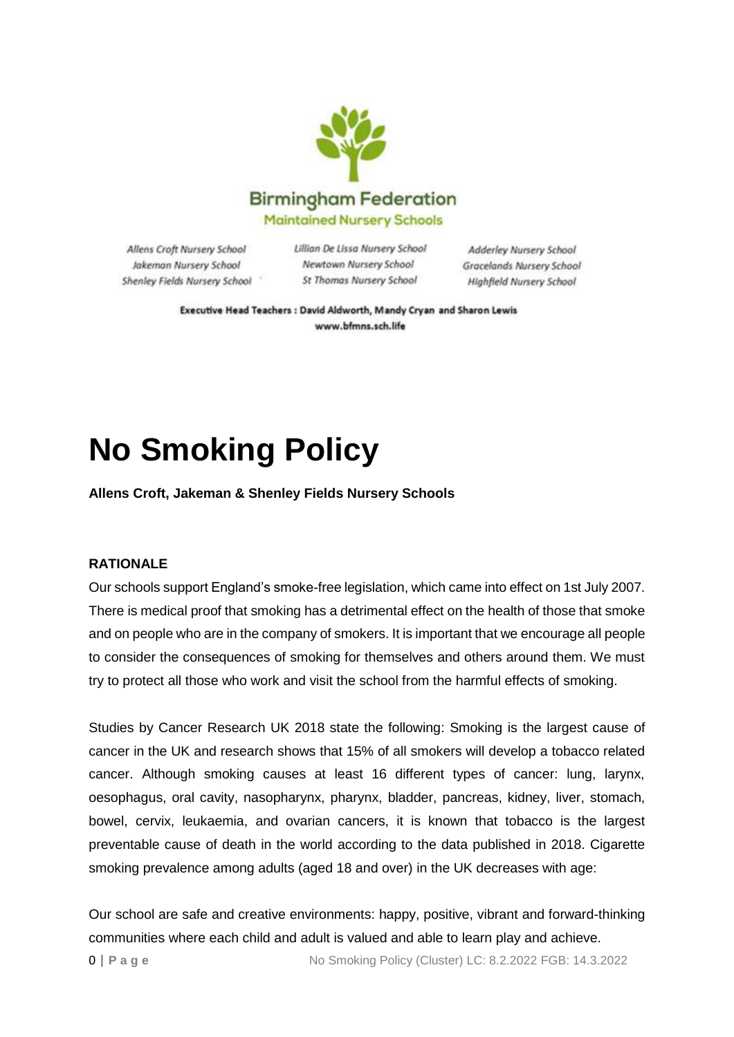Birmingham Federation
Maintained Nursery Schools

Allens Croft Nursery School
Jakeman Nursery School
Shenley Fields Nursery School

Lillian De Lissa Nursery School
Newtown Nursery School
St Thomas Nursery School

Adderley Nursery School
Gracelands Nursery School
Highfield Nursery School

**Executive Head Teachers : David Aldworth, Mandy Cryan and Sharon Lewis**
**www.bfmns.sch.life**

# No Smoking Policy

**Allens Croft, Jakeman & Shenley Fields Nursery Schools**

**RATIONALE**

Our schools support England's smoke-free legislation, which came into effect on 1st July 2007. There is medical proof that smoking has a detrimental effect on the health of those that smoke and on people who are in the company of smokers. It is important that we encourage all people to consider the consequences of smoking for themselves and others around them. We must try to protect all those who work and visit the school from the harmful effects of smoking.

Studies by Cancer Research UK 2018 state the following: Smoking is the largest cause of cancer in the UK and research shows that 15% of all smokers will develop a tobacco related cancer. Although smoking causes at least 16 different types of cancer: lung, larynx, oesophagus, oral cavity, nasopharynx, pharynx, bladder, pancreas, kidney, liver, stomach, bowel, cervix, leukaemia, and ovarian cancers, it is known that tobacco is the largest preventable cause of death in the world according to the data published in 2018. Cigarette smoking prevalence among adults (aged 18 and over) in the UK decreases with age:

Our school are safe and creative environments: happy, positive, vibrant and forward-thinking communities where each child and adult is valued and able to learn play and achieve.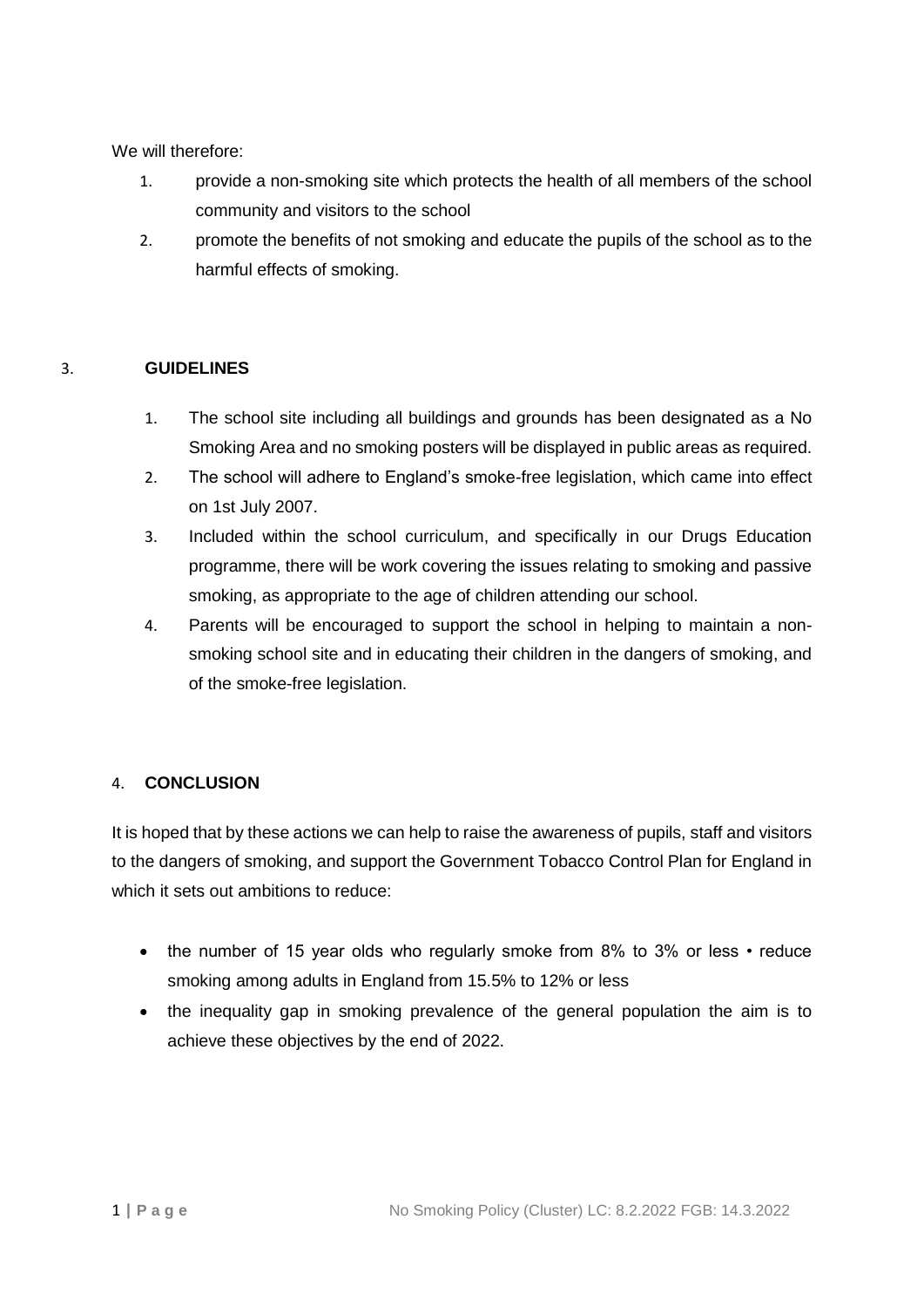We will therefore:

1. provide a non-smoking site which protects the health of all members of the school community and visitors to the school
2. promote the benefits of not smoking and educate the pupils of the school as to the harmful effects of smoking.

## 3. GUIDELINES

1. The school site including all buildings and grounds has been designated as a No Smoking Area and no smoking posters will be displayed in public areas as required.
2. The school will adhere to England's smoke-free legislation, which came into effect on 1st July 2007.
3. Included within the school curriculum, and specifically in our Drugs Education programme, there will be work covering the issues relating to smoking and passive smoking, as appropriate to the age of children attending our school.
4. Parents will be encouraged to support the school in helping to maintain a non-smoking school site and in educating their children in the dangers of smoking, and of the smoke-free legislation.

## 4. CONCLUSION

It is hoped that by these actions we can help to raise the awareness of pupils, staff and visitors to the dangers of smoking, and support the Government Tobacco Control Plan for England in which it sets out ambitions to reduce:

- the number of 15 year olds who regularly smoke from 8% to 3% or less • reduce smoking among adults in England from 15.5% to 12% or less
- the inequality gap in smoking prevalence of the general population the aim is to achieve these objectives by the end of 2022.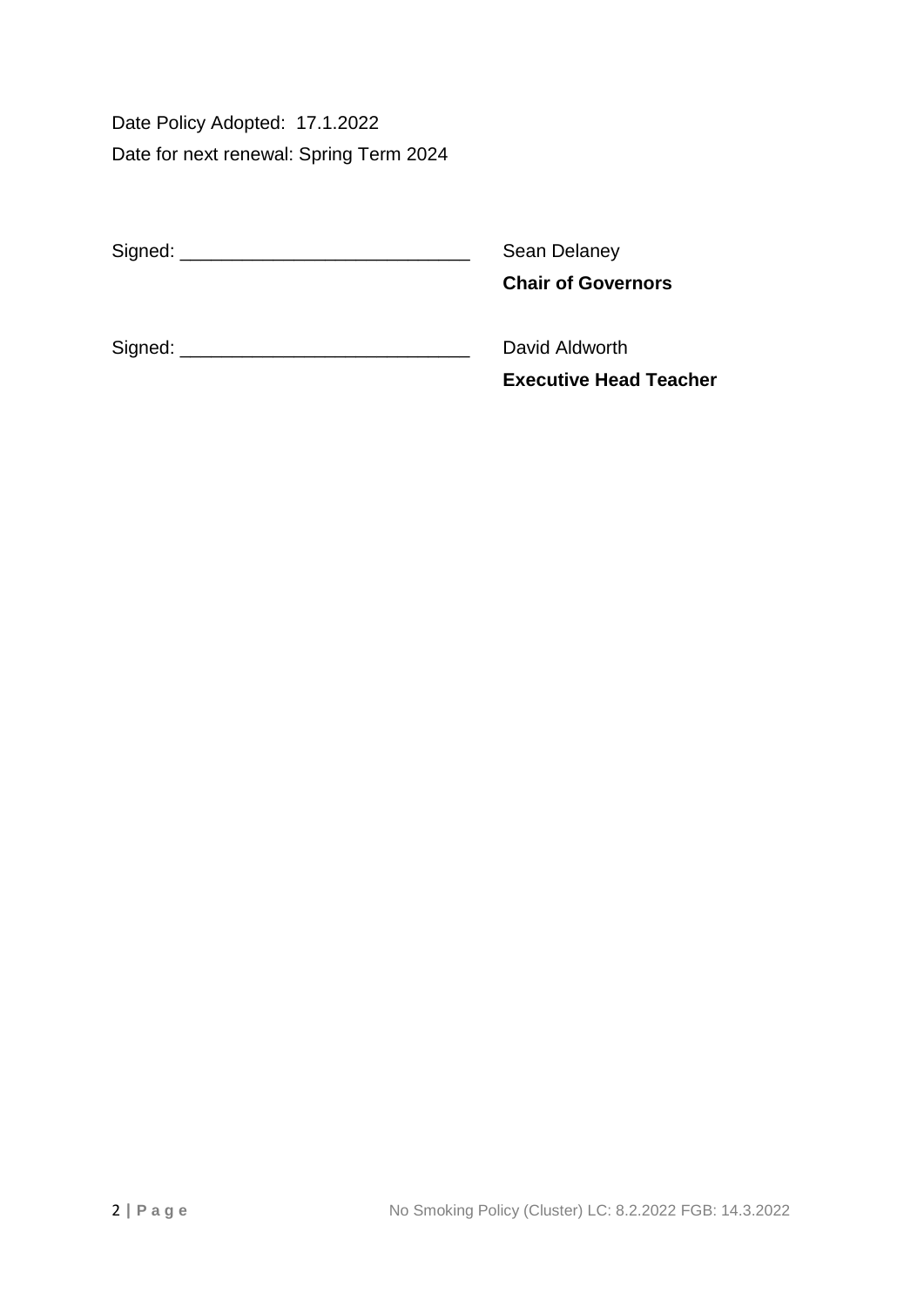Date Policy Adopted: 17.1.2022

Date for next renewal: Spring Term 2024

Signed: ____________________________ Sean Delaney
**Chair of Governors**

Signed: ____________________________ David Aldworth
**Executive Head Teacher**